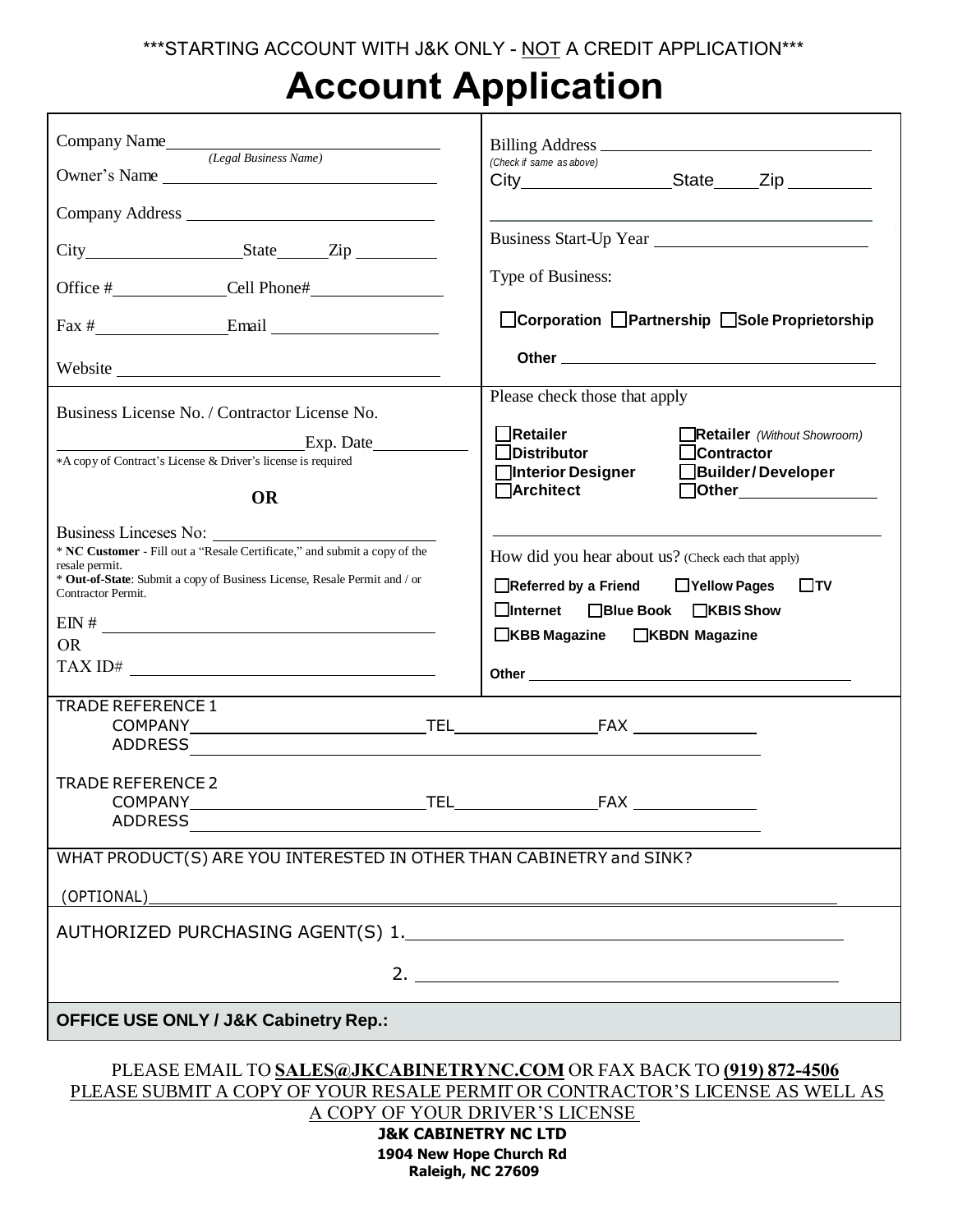***STARTING ACCOUNT WITH J&K ONLY - NOT A CREDIT APPLICATION***

# Account Application

Company Name ______________________________
*(Legal Business Name)*

Owner's Name ______________________________

Company Address ______________________________

City ______________ State ______ Zip __________

Office # ______________ Cell Phone# ______________

Fax # ______________ Email ______________

Website ______________________________

Billing Address ______________________________
*(Check if same as above)*

City ______________ State ______ Zip __________

______________________________

Business Start-Up Year ______________________________

Type of Business:

☐ **Corporation** ☐ **Partnership** ☐ **Sole Proprietorship**

**Other** ______________________________

Business License No. / Contractor License No.

______________________________ Exp. Date __________

*A copy of Contract's License & Driver's license is required

**OR**

Business Linceses No: ______________________________

* **NC Customer** - Fill out a "Resale Certificate," and submit a copy of the resale permit.
* **Out-of-State**: Submit a copy of Business License, Resale Permit and / or Contractor Permit.

EIN # ______________________________

OR

TAX ID# ______________________________

Please check those that apply

☐ **Retailer** ☐ **Retailer** *(Without Showroom)*
☐ **Distributor** ☐ **Contractor**
☐ **Interior Designer** ☐ **Builder/Developer**
☐ **Architect** ☐ **Other** ______________

______________________________

How did you hear about us? (Check each that apply)

☐ **Referred by a Friend** ☐ **Yellow Pages** ☐ **TV**
☐ **Internet** ☐ **Blue Book** ☐ **KBIS Show**
☐ **KBB Magazine** ☐ **KBDN Magazine**

**Other** ______________________________

TRADE REFERENCE 1
COMPANY ______________________ TEL ______________ FAX ______________
ADDRESS ______________________________________________

TRADE REFERENCE 2
COMPANY ______________________ TEL ______________ FAX ______________
ADDRESS ______________________________________________

WHAT PRODUCT(S) ARE YOU INTERESTED IN OTHER THAN CABINETRY and SINK?

(OPTIONAL) ______________________________________________

AUTHORIZED PURCHASING AGENT(S) 1. ______________________________

2. ______________________________

**OFFICE USE ONLY / J&K Cabinetry Rep.:**

PLEASE EMAIL TO **SALES@JKCABINETRYNC.COM** OR FAX BACK TO **(919) 872-4506**

PLEASE SUBMIT A COPY OF YOUR RESALE PERMIT OR CONTRACTOR'S LICENSE AS WELL AS A COPY OF YOUR DRIVER'S LICENSE

**J&K CABINETRY NC LTD**
**1904 New Hope Church Rd**
**Raleigh, NC 27609**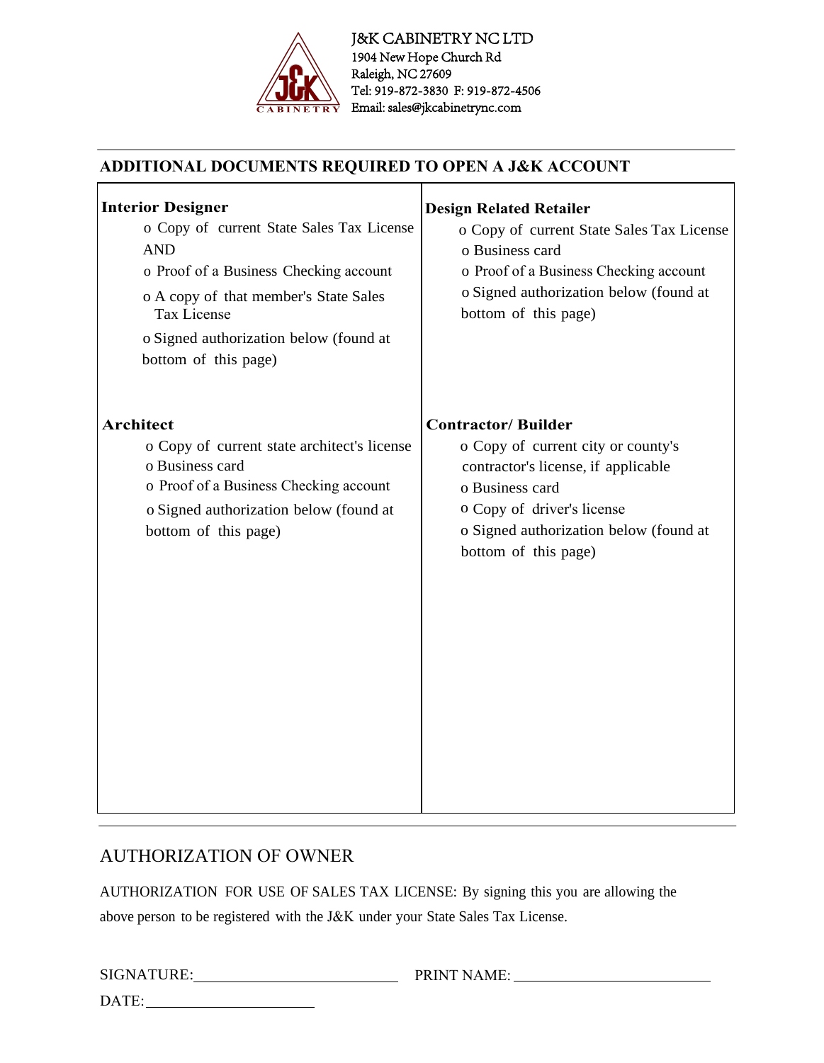J&K CABINETRY NC LTD
1904 New Hope Church Rd
Raleigh, NC 27609
Tel: 919-872-3830 F: 919-872-4506
Email: sales@jkcabinetrync.com

## ADDITIONAL DOCUMENTS REQUIRED TO OPEN A J&K ACCOUNT

**Interior Designer**

- o Copy of current State Sales Tax License AND
- o Proof of a Business Checking account
- o A copy of that member's State Sales Tax License
- o Signed authorization below (found at bottom of this page)

**Design Related Retailer**

- o Copy of current State Sales Tax License
- o Business card
- o Proof of a Business Checking account
- o Signed authorization below (found at bottom of this page)

**Architect**

- o Copy of current state architect's license
- o Business card
- o Proof of a Business Checking account
- o Signed authorization below (found at bottom of this page)

**Contractor/ Builder**

- o Copy of current city or county's contractor's license, if applicable
- o Business card
- o Copy of driver's license
- o Signed authorization below (found at bottom of this page)

## AUTHORIZATION OF OWNER

AUTHORIZATION FOR USE OF SALES TAX LICENSE: By signing this you are allowing the above person to be registered with the J&K under your State Sales Tax License.

SIGNATURE:\_\_\_\_\_\_\_\_\_\_\_\_\_\_\_\_\_\_\_\_\_\_\_\_\_\_\_\_ PRINT NAME: \_\_\_\_\_\_\_\_\_\_\_\_\_\_\_\_\_\_\_\_\_\_\_\_\_\_\_\_

DATE:\_\_\_\_\_\_\_\_\_\_\_\_\_\_\_\_\_\_\_\_\_\_\_